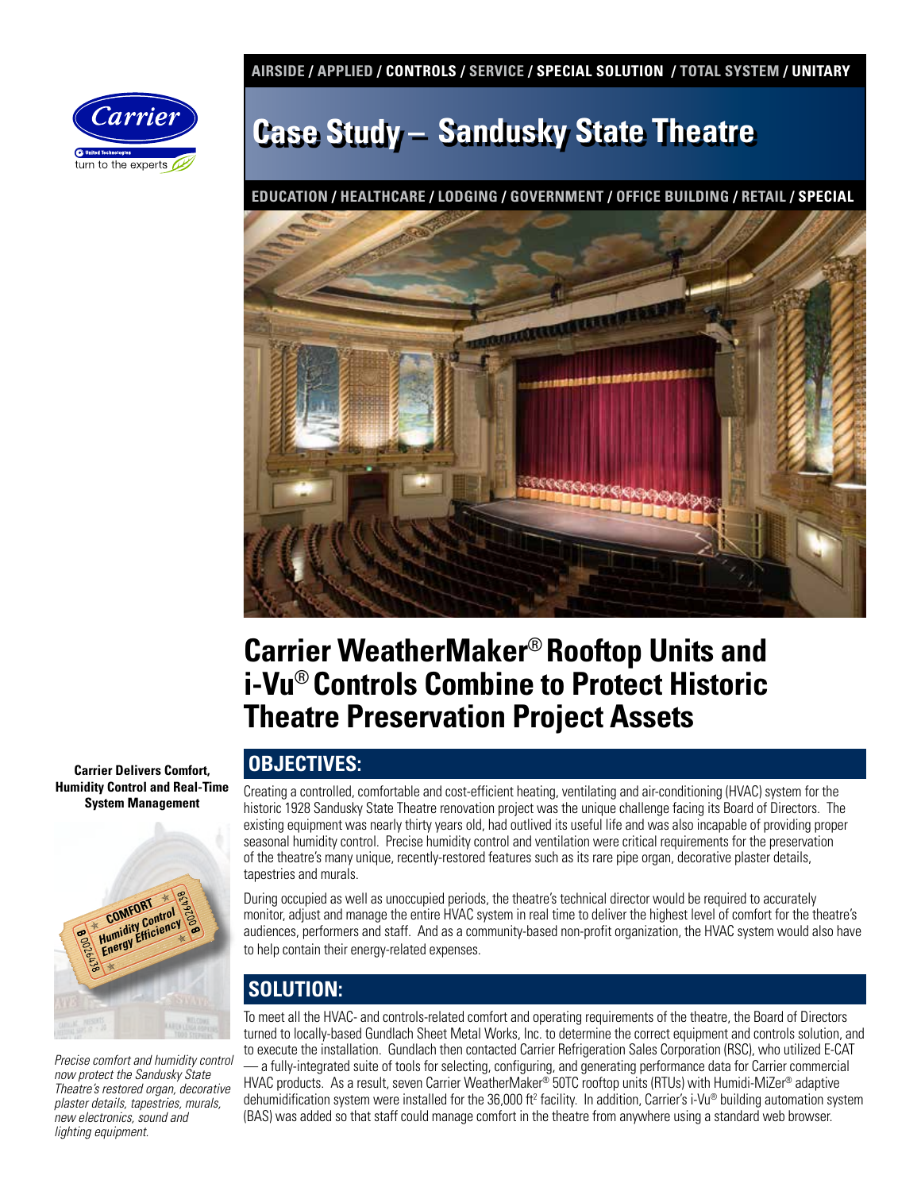AIRSIDE / APPLIED / **CONTROLS** / SERVICE / **SPECIAL SOLUTION** / TOTAL SYSTEM / **UNITARY**

# Case Study – Sandusky State Theatre

EDUCATION / HEALTHCARE / LODGING / GOVERNMENT / OFFICE BUILDING / RETAIL / **SPECIAL**

## Carrier WeatherMaker® Rooftop Units and i-Vu® Controls Combine to Protect Historic Theatre Preservation Project Assets

**Carrier Delivers Comfort, Humidity Control and Real-Time System Management**

*Precise comfort and humidity control now protect the Sandusky State Theatre's restored organ, decorative plaster details, tapestries, murals, new electronics, sound and lighting equipment.*

## OBJECTIVES:

Creating a controlled, comfortable and cost-efficient heating, ventilating and air-conditioning (HVAC) system for the historic 1928 Sandusky State Theatre renovation project was the unique challenge facing its Board of Directors. The existing equipment was nearly thirty years old, had outlived its useful life and was also incapable of providing proper seasonal humidity control. Precise humidity control and ventilation were critical requirements for the preservation of the theatre's many unique, recently-restored features such as its rare pipe organ, decorative plaster details, tapestries and murals.

During occupied as well as unoccupied periods, the theatre's technical director would be required to accurately monitor, adjust and manage the entire HVAC system in real time to deliver the highest level of comfort for the theatre's audiences, performers and staff. And as a community-based non-profit organization, the HVAC system would also have to help contain their energy-related expenses.

## SOLUTION:

To meet all the HVAC- and controls-related comfort and operating requirements of the theatre, the Board of Directors turned to locally-based Gundlach Sheet Metal Works, Inc. to determine the correct equipment and controls solution, and to execute the installation. Gundlach then contacted Carrier Refrigeration Sales Corporation (RSC), who utilized E-CAT — a fully-integrated suite of tools for selecting, configuring, and generating performance data for Carrier commercial HVAC products. As a result, seven Carrier WeatherMaker® 50TC rooftop units (RTUs) with Humidi-MiZer® adaptive dehumidification system were installed for the 36,000 ft$^2$ facility. In addition, Carrier's i-Vu® building automation system (BAS) was added so that staff could manage comfort in the theatre from anywhere using a standard web browser.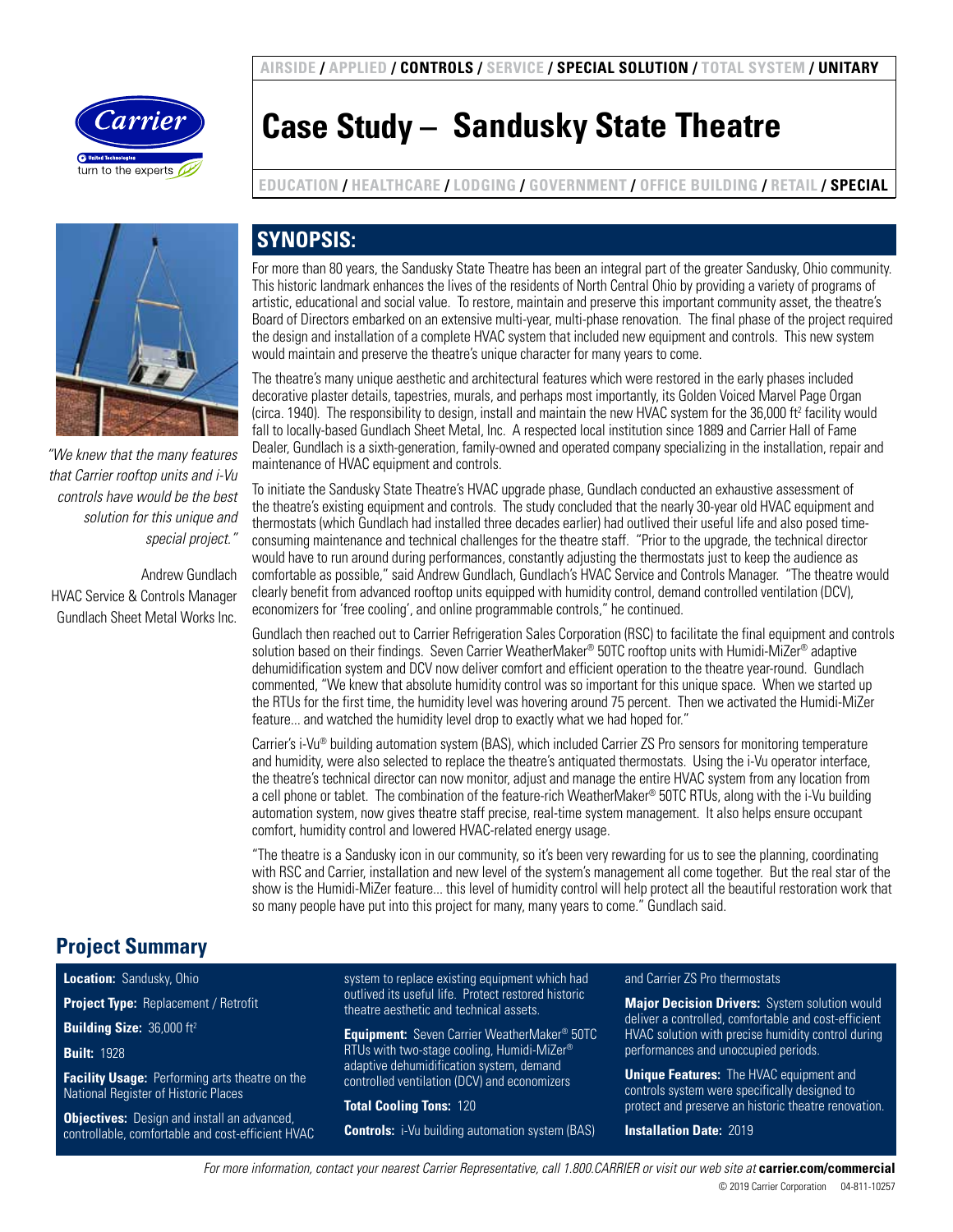AIRSIDE / APPLIED / **CONTROLS** / SERVICE / **SPECIAL SOLUTION** / TOTAL SYSTEM / **UNITARY**

# Case Study – Sandusky State Theatre

EDUCATION / HEALTHCARE / LODGING / GOVERNMENT / OFFICE BUILDING / RETAIL / **SPECIAL**

## SYNOPSIS:

For more than 80 years, the Sandusky State Theatre has been an integral part of the greater Sandusky, Ohio community. This historic landmark enhances the lives of the residents of North Central Ohio by providing a variety of programs of artistic, educational and social value. To restore, maintain and preserve this important community asset, the theatre's Board of Directors embarked on an extensive multi-year, multi-phase renovation. The final phase of the project required the design and installation of a complete HVAC system that included new equipment and controls. This new system would maintain and preserve the theatre's unique character for many years to come.

The theatre's many unique aesthetic and architectural features which were restored in the early phases included decorative plaster details, tapestries, murals, and perhaps most importantly, its Golden Voiced Marvel Page Organ (circa. 1940). The responsibility to design, install and maintain the new HVAC system for the 36,000 $ft^2$ facility would fall to locally-based Gundlach Sheet Metal, Inc. A respected local institution since 1889 and Carrier Hall of Fame Dealer, Gundlach is a sixth-generation, family-owned and operated company specializing in the installation, repair and maintenance of HVAC equipment and controls.

To initiate the Sandusky State Theatre's HVAC upgrade phase, Gundlach conducted an exhaustive assessment of the theatre's existing equipment and controls. The study concluded that the nearly 30-year old HVAC equipment and thermostats (which Gundlach had installed three decades earlier) had outlived their useful life and also posed time-consuming maintenance and technical challenges for the theatre staff. "Prior to the upgrade, the technical director would have to run around during performances, constantly adjusting the thermostats just to keep the audience as comfortable as possible," said Andrew Gundlach, Gundlach's HVAC Service and Controls Manager. "The theatre would clearly benefit from advanced rooftop units equipped with humidity control, demand controlled ventilation (DCV), economizers for 'free cooling', and online programmable controls," he continued.

*"We knew that the many features that Carrier rooftop units and i-Vu controls have would be the best solution for this unique and special project."*

Andrew Gundlach
HVAC Service & Controls Manager
Gundlach Sheet Metal Works Inc.

Gundlach then reached out to Carrier Refrigeration Sales Corporation (RSC) to facilitate the final equipment and controls solution based on their findings. Seven Carrier WeatherMaker® 50TC rooftop units with Humidi-MiZer® adaptive dehumidification system and DCV now deliver comfort and efficient operation to the theatre year-round. Gundlach commented, "We knew that absolute humidity control was so important for this unique space. When we started up the RTUs for the first time, the humidity level was hovering around 75 percent. Then we activated the Humidi-MiZer feature... and watched the humidity level drop to exactly what we had hoped for."

Carrier's i-Vu® building automation system (BAS), which included Carrier ZS Pro sensors for monitoring temperature and humidity, were also selected to replace the theatre's antiquated thermostats. Using the i-Vu operator interface, the theatre's technical director can now monitor, adjust and manage the entire HVAC system from any location from a cell phone or tablet. The combination of the feature-rich WeatherMaker® 50TC RTUs, along with the i-Vu building automation system, now gives theatre staff precise, real-time system management. It also helps ensure occupant comfort, humidity control and lowered HVAC-related energy usage.

"The theatre is a Sandusky icon in our community, so it's been very rewarding for us to see the planning, coordinating with RSC and Carrier, installation and new level of the system's management all come together. But the real star of the show is the Humidi-MiZer feature... this level of humidity control will help protect all the beautiful restoration work that so many people have put into this project for many, many years to come." Gundlach said.

## Project Summary

**Location:** Sandusky, Ohio

**Project Type:** Replacement / Retrofit

**Building Size:** 36,000 $ft^2$

**Built:** 1928

**Facility Usage:** Performing arts theatre on the National Register of Historic Places

**Objectives:** Design and install an advanced, controllable, comfortable and cost-efficient HVAC system to replace existing equipment which had outlived its useful life. Protect restored historic theatre aesthetic and technical assets.

**Equipment:** Seven Carrier WeatherMaker® 50TC RTUs with two-stage cooling, Humidi-MiZer® adaptive dehumidification system, demand controlled ventilation (DCV) and economizers

**Total Cooling Tons:** 120

**Controls:** i-Vu building automation system (BAS) and Carrier ZS Pro thermostats

**Major Decision Drivers:** System solution would deliver a controlled, comfortable and cost-efficient HVAC solution with precise humidity control during performances and unoccupied periods.

**Unique Features:** The HVAC equipment and controls system were specifically designed to protect and preserve an historic theatre renovation.

**Installation Date:** 2019

*For more information, contact your nearest Carrier Representative, call 1.800.CARRIER or visit our web site at* **carrier.com/commercial**

© 2019 Carrier Corporation 04-811-10257